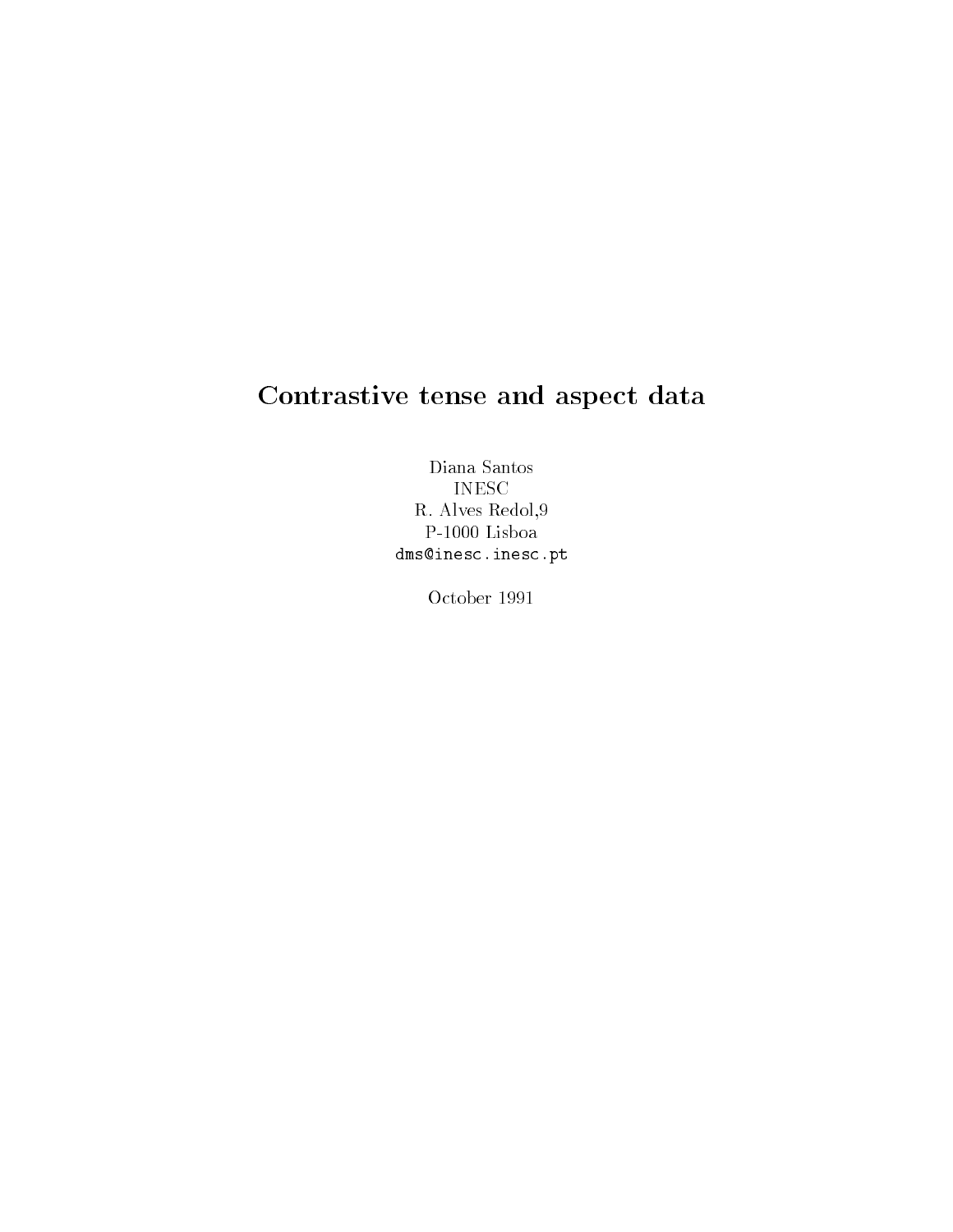# Contrastive tense and aspect data

Diana Santos
INESC
R. Alves Redol,9
P-1000 Lisboa
dms@inesc.inesc.pt

October 1991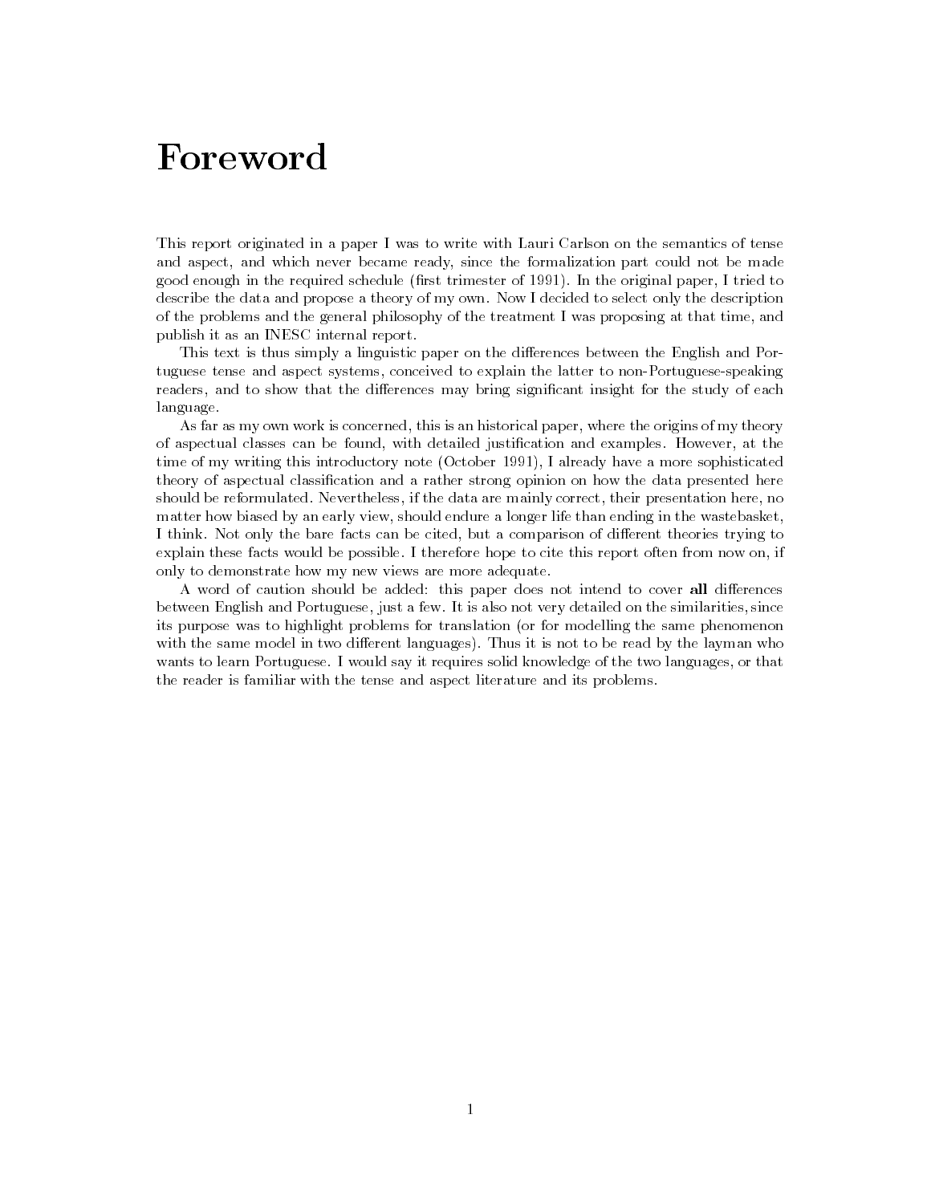# Foreword

This report originated in a paper I was to write with Lauri Carlson on the semantics of tense and aspect, and which never became ready, since the formalization part could not be made good enough in the required schedule (first trimester of 1991). In the original paper, I tried to describe the data and propose a theory of my own. Now I decided to select only the description of the problems and the general philosophy of the treatment I was proposing at that time, and publish it as an INESC internal report.

This text is thus simply a linguistic paper on the differences between the English and Portuguese tense and aspect systems, conceived to explain the latter to non-Portuguese-speaking readers, and to show that the differences may bring significant insight for the study of each language.

As far as my own work is concerned, this is an historical paper, where the origins of my theory of aspectual classes can be found, with detailed justification and examples. However, at the time of my writing this introductory note (October 1991), I already have a more sophisticated theory of aspectual classification and a rather strong opinion on how the data presented here should be reformulated. Nevertheless, if the data are mainly correct, their presentation here, no matter how biased by an early view, should endure a longer life than ending in the wastebasket, I think. Not only the bare facts can be cited, but a comparison of different theories trying to explain these facts would be possible. I therefore hope to cite this report often from now on, if only to demonstrate how my new views are more adequate.

A word of caution should be added: this paper does not intend to cover **all** differences between English and Portuguese, just a few. It is also not very detailed on the similarities, since its purpose was to highlight problems for translation (or for modelling the same phenomenon with the same model in two different languages). Thus it is not to be read by the layman who wants to learn Portuguese. I would say it requires solid knowledge of the two languages, or that the reader is familiar with the tense and aspect literature and its problems.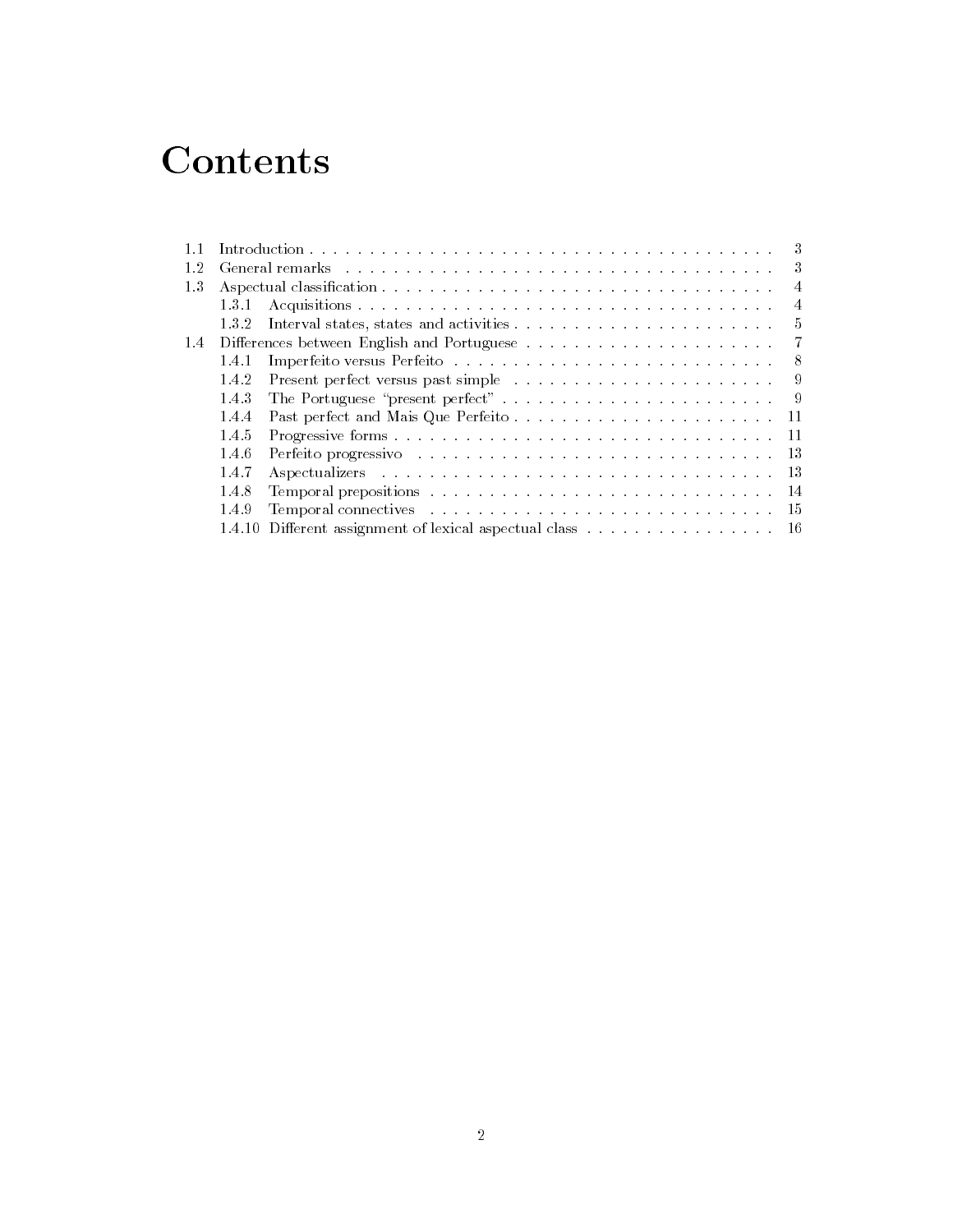# Contents

| | | |
|---|---|---|
| 1.1 | Introduction | 3 |
| 1.2 | General remarks | 3 |
| 1.3 | Aspectual classification | 4 |
| | 1.3.1 Acquisitions | 4 |
| | 1.3.2 Interval states, states and activities | 5 |
| 1.4 | Differences between English and Portuguese | 7 |
| | 1.4.1 Imperfeito versus Perfeito | 8 |
| | 1.4.2 Present perfect versus past simple | 9 |
| | 1.4.3 The Portuguese "present perfect" | 9 |
| | 1.4.4 Past perfect and Mais Que Perfeito | 11 |
| | 1.4.5 Progressive forms | 11 |
| | 1.4.6 Perfeito progressivo | 13 |
| | 1.4.7 Aspectualizers | 13 |
| | 1.4.8 Temporal prepositions | 14 |
| | 1.4.9 Temporal connectives | 15 |
| | 1.4.10 Different assignment of lexical aspectual class | 16 |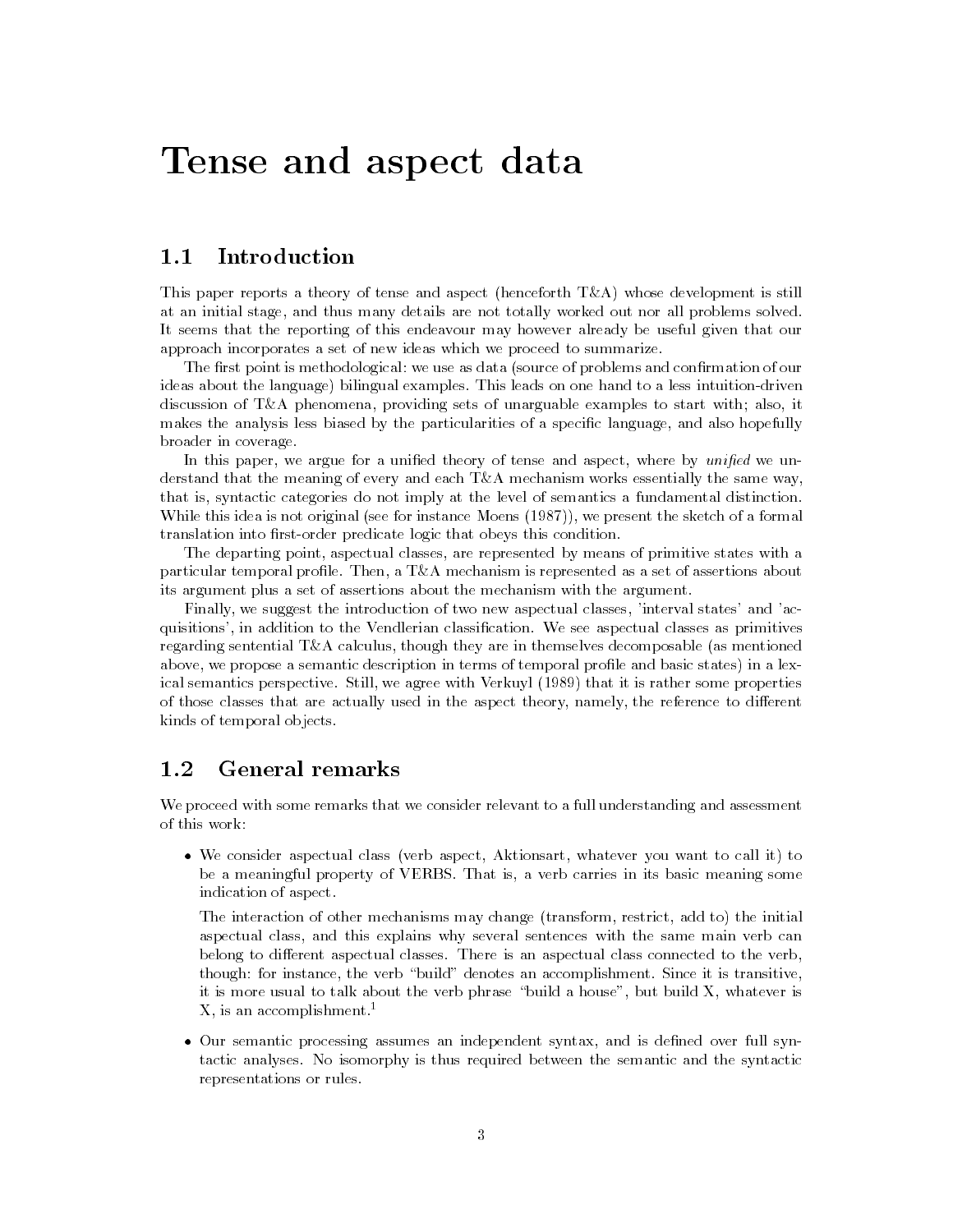# Tense and aspect data

## 1.1 Introduction

This paper reports a theory of tense and aspect (henceforth T&A) whose development is still at an initial stage, and thus many details are not totally worked out nor all problems solved. It seems that the reporting of this endeavour may however already be useful given that our approach incorporates a set of new ideas which we proceed to summarize.

The first point is methodological: we use as data (source of problems and confirmation of our ideas about the language) bilingual examples. This leads on one hand to a less intuition-driven discussion of T&A phenomena, providing sets of unarguable examples to start with; also, it makes the analysis less biased by the particularities of a specific language, and also hopefully broader in coverage.

In this paper, we argue for a unified theory of tense and aspect, where by *unified* we understand that the meaning of every and each T&A mechanism works essentially the same way, that is, syntactic categories do not imply at the level of semantics a fundamental distinction. While this idea is not original (see for instance Moens (1987)), we present the sketch of a formal translation into first-order predicate logic that obeys this condition.

The departing point, aspectual classes, are represented by means of primitive states with a particular temporal profile. Then, a T&A mechanism is represented as a set of assertions about its argument plus a set of assertions about the mechanism with the argument.

Finally, we suggest the introduction of two new aspectual classes, 'interval states' and 'acquisitions', in addition to the Vendlerian classification. We see aspectual classes as primitives regarding sentential T&A calculus, though they are in themselves decomposable (as mentioned above, we propose a semantic description in terms of temporal profile and basic states) in a lexical semantics perspective. Still, we agree with Verkuyl (1989) that it is rather some properties of those classes that are actually used in the aspect theory, namely, the reference to different kinds of temporal objects.

## 1.2 General remarks

We proceed with some remarks that we consider relevant to a full understanding and assessment of this work:

- We consider aspectual class (verb aspect, Aktionsart, whatever you want to call it) to be a meaningful property of VERBS. That is, a verb carries in its basic meaning some indication of aspect.

  The interaction of other mechanisms may change (transform, restrict, add to) the initial aspectual class, and this explains why several sentences with the same main verb can belong to different aspectual classes. There is an aspectual class connected to the verb, though: for instance, the verb "build" denotes an accomplishment. Since it is transitive, it is more usual to talk about the verb phrase "build a house", but build X, whatever is X, is an accomplishment.[1]

- Our semantic processing assumes an independent syntax, and is defined over full syntactic analyses. No isomorphy is thus required between the semantic and the syntactic representations or rules.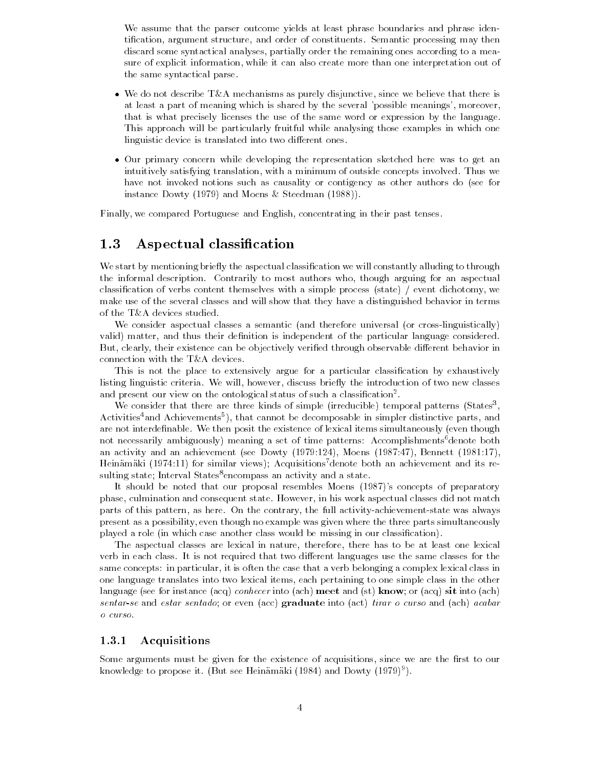We assume that the parser outcome yields at least phrase boundaries and phrase identification, argument structure, and order of constituents. Semantic processing may then discard some syntactical analyses, partially order the remaining ones according to a measure of explicit information, while it can also create more than one interpretation out of the same syntactical parse.

- We do not describe T&A mechanisms as purely disjunctive, since we believe that there is at least a part of meaning which is shared by the several 'possible meanings', moreover, that is what precisely licenses the use of the same word or expression by the language. This approach will be particularly fruitful while analysing those examples in which one linguistic device is translated into two different ones.

- Our primary concern while developing the representation sketched here was to get an intuitively satisfying translation, with a minimum of outside concepts involved. Thus we have not invoked notions such as causality or contigency as other authors do (see for instance Dowty (1979) and Moens & Steedman (1988)).

Finally, we compared Portuguese and English, concentrating in their past tenses.

## 1.3 Aspectual classification

We start by mentioning briefly the aspectual classification we will constantly alluding to through the informal description. Contrarily to most authors who, though arguing for an aspectual classification of verbs content themselves with a simple process (state) / event dichotomy, we make use of the several classes and will show that they have a distinguished behavior in terms of the T&A devices studied.

We consider aspectual classes a semantic (and therefore universal (or cross-linguistically) valid) matter, and thus their definition is independent of the particular language considered. But, clearly, their existence can be objectively verified through observable different behavior in connection with the T&A devices.

This is not the place to extensively argue for a particular classification by exhaustively listing linguistic criteria. We will, however, discuss briefly the introduction of two new classes and present our view on the ontological status of such a classification[2].

We consider that there are three kinds of simple (irreducible) temporal patterns (States[3], Activities[4]and Achievements[5]), that cannot be decomposable in simpler distinctive parts, and are not interdefinable. We then posit the existence of lexical items simultaneously (even though not necessarily ambiguously) meaning a set of time patterns: Accomplishments[6]denote both an activity and an achievement (see Dowty (1979:124), Moens (1987:47), Bennett (1981:17), Heinämäki (1974:11) for similar views); Acquisitions[7]denote both an achievement and its resulting state; Interval States[8]encompass an activity and a state.

It should be noted that our proposal resembles Moens (1987)'s concepts of preparatory phase, culmination and consequent state. However, in his work aspectual classes did not match parts of this pattern, as here. On the contrary, the full activity-achievement-state was always present as a possibility, even though no example was given where the three parts simultaneously played a role (in which case another class would be missing in our classification).

The aspectual classes are lexical in nature, therefore, there has to be at least one lexical verb in each class. It is not required that two different languages use the same classes for the same concepts: in particular, it is often the case that a verb belonging a complex lexical class in one language translates into two lexical items, each pertaining to one simple class in the other language (see for instance (acq) *conhecer* into (ach) **meet** and (st) **know**; or (acq) **sit** into (ach) *sentar-se* and *estar sentado*; or even (acc) **graduate** into (act) *tirar o curso* and (ach) *acabar o curso*.

### 1.3.1 Acquisitions

Some arguments must be given for the existence of acquisitions, since we are the first to our knowledge to propose it. (But see Heinämäki (1984) and Dowty (1979)[9]).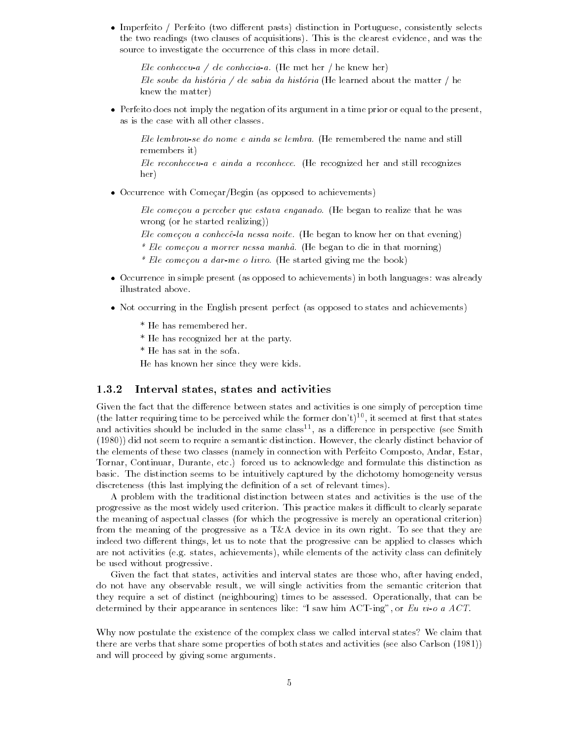- Imperfeito / Perfeito (two different pasts) distinction in Portuguese, consistently selects the two readings (two clauses of acquisitions). This is the clearest evidence, and was the source to investigate the occurrence of this class in more detail.

  *Ele conheceu-a / ele conhecia-a.* (He met her / he knew her)

  *Ele soube da história / ele sabia da história* (He learned about the matter / he knew the matter)

- Perfeito does not imply the negation of its argument in a time prior or equal to the present, as is the case with all other classes.

  *Ele lembrou-se do nome e ainda se lembra.* (He remembered the name and still remembers it)

  *Ele reconheceu-a e ainda a reconhece.* (He recognized her and still recognizes her)

- Occurrence with Começar/Begin (as opposed to achievements)

  *Ele começou a perceber que estava enganado.* (He began to realize that he was wrong (or he started realizing))

  *Ele começou a conhecê-la nessa noite.* (He began to know her on that evening)

  \* *Ele começou a morrer nessa manhã.* (He began to die in that morning)

  \* *Ele começou a dar-me o livro.* (He started giving me the book)

- Occurrence in simple present (as opposed to achievements) in both languages: was already illustrated above.

- Not occurring in the English present perfect (as opposed to states and achievements)

  \* He has remembered her.

  \* He has recognized her at the party.

  \* He has sat in the sofa.

  He has known her since they were kids.

### 1.3.2 Interval states, states and activities

Given the fact that the difference between states and activities is one simply of perception time (the latter requiring time to be perceived while the former don't)[10], it seemed at first that states and activities should be included in the same class[11], as a difference in perspective (see Smith (1980)) did not seem to require a semantic distinction. However, the clearly distinct behavior of the elements of these two classes (namely in connection with Perfeito Composto, Andar, Estar, Tornar, Continuar, Durante, etc.) forced us to acknowledge and formulate this distinction as basic. The distinction seems to be intuitively captured by the dichotomy homogeneity versus discreteness (this last implying the definition of a set of relevant times).

A problem with the traditional distinction between states and activities is the use of the progressive as the most widely used criterion. This practice makes it difficult to clearly separate the meaning of aspectual classes (for which the progressive is merely an operational criterion) from the meaning of the progressive as a T&A device in its own right. To see that they are indeed two different things, let us to note that the progressive can be applied to classes which are not activities (e.g. states, achievements), while elements of the activity class can definitely be used without progressive.

Given the fact that states, activities and interval states are those who, after having ended, do not have any observable result, we will single activities from the semantic criterion that they require a set of distinct (neighbouring) times to be assessed. Operationally, that can be determined by their appearance in sentences like: "I saw him ACT-ing", or *Eu vi-o a ACT*.

Why now postulate the existence of the complex class we called interval states? We claim that there are verbs that share some properties of both states and activities (see also Carlson (1981)) and will proceed by giving some arguments.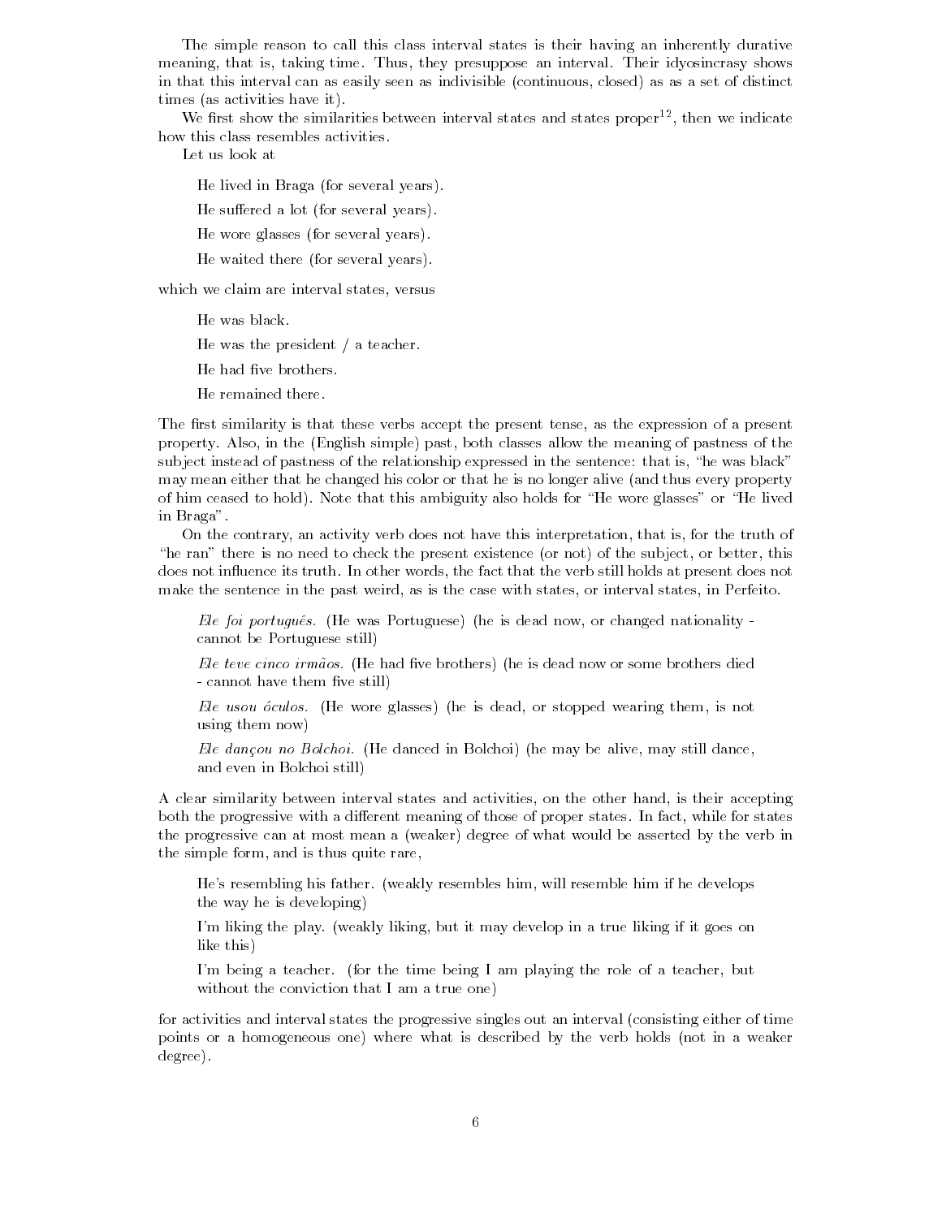The simple reason to call this class interval states is their having an inherently durative meaning, that is, taking time. Thus, they presuppose an interval. Their idyosincrasy shows in that this interval can as easily seen as indivisible (continuous, closed) as as a set of distinct times (as activities have it).

We first show the similarities between interval states and states proper[12], then we indicate how this class resembles activities.

Let us look at

> He lived in Braga (for several years).
>
> He suffered a lot (for several years).
>
> He wore glasses (for several years).
>
> He waited there (for several years).

which we claim are interval states, versus

> He was black.
>
> He was the president / a teacher.
>
> He had five brothers.
>
> He remained there.

The first similarity is that these verbs accept the present tense, as the expression of a present property. Also, in the (English simple) past, both classes allow the meaning of pastness of the subject instead of pastness of the relationship expressed in the sentence: that is, "he was black" may mean either that he changed his color or that he is no longer alive (and thus every property of him ceased to hold). Note that this ambiguity also holds for "He wore glasses" or "He lived in Braga".

On the contrary, an activity verb does not have this interpretation, that is, for the truth of "he ran" there is no need to check the present existence (or not) of the subject, or better, this does not influence its truth. In other words, the fact that the verb still holds at present does not make the sentence in the past weird, as is the case with states, or interval states, in Perfeito.

> *Ele foi português.* (He was Portuguese) (he is dead now, or changed nationality - cannot be Portuguese still)
>
> *Ele teve cinco irmãos.* (He had five brothers) (he is dead now or some brothers died - cannot have them five still)
>
> *Ele usou óculos.* (He wore glasses) (he is dead, or stopped wearing them, is not using them now)
>
> *Ele dançou no Bolchoi.* (He danced in Bolchoi) (he may be alive, may still dance, and even in Bolchoi still)

A clear similarity between interval states and activities, on the other hand, is their accepting both the progressive with a different meaning of those of proper states. In fact, while for states the progressive can at most mean a (weaker) degree of what would be asserted by the verb in the simple form, and is thus quite rare,

> He's resembling his father. (weakly resembles him, will resemble him if he develops the way he is developing)
>
> I'm liking the play. (weakly liking, but it may develop in a true liking if it goes on like this)
>
> I'm being a teacher. (for the time being I am playing the role of a teacher, but without the conviction that I am a true one)

for activities and interval states the progressive singles out an interval (consisting either of time points or a homogeneous one) where what is described by the verb holds (not in a weaker degree).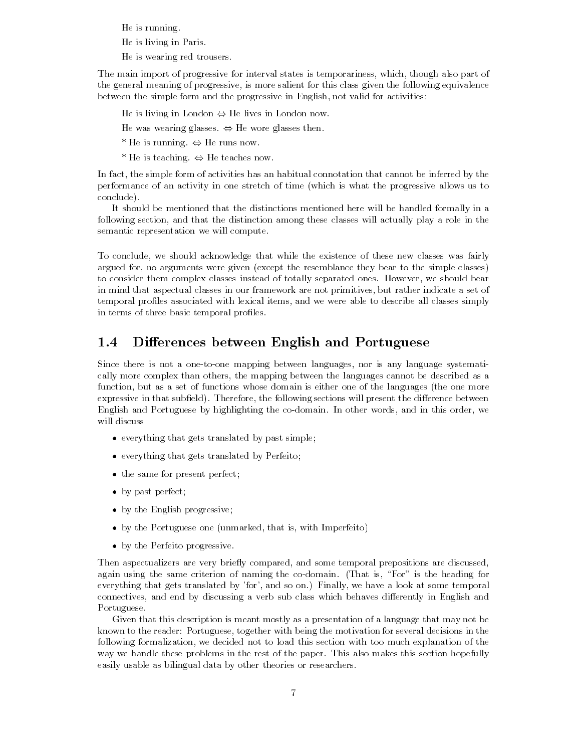He is running.

He is living in Paris.

He is wearing red trousers.

The main import of progressive for interval states is temporariness, which, though also part of the general meaning of progressive, is more salient for this class given the following equivalence between the simple form and the progressive in English, not valid for activities:

He is living in London $\Leftrightarrow$ He lives in London now.

He was wearing glasses. $\Leftrightarrow$ He wore glasses then.

* He is running. $\Leftrightarrow$ He runs now.

* He is teaching. $\Leftrightarrow$ He teaches now.

In fact, the simple form of activities has an habitual connotation that cannot be inferred by the performance of an activity in one stretch of time (which is what the progressive allows us to conclude).

It should be mentioned that the distinctions mentioned here will be handled formally in a following section, and that the distinction among these classes will actually play a role in the semantic representation we will compute.

To conclude, we should acknowledge that while the existence of these new classes was fairly argued for, no arguments were given (except the resemblance they bear to the simple classes) to consider them complex classes instead of totally separated ones. However, we should bear in mind that aspectual classes in our framework are not primitives, but rather indicate a set of temporal profiles associated with lexical items, and we were able to describe all classes simply in terms of three basic temporal profiles.

## 1.4 Differences between English and Portuguese

Since there is not a one-to-one mapping between languages, nor is any language systematically more complex than others, the mapping between the languages cannot be described as a function, but as a set of functions whose domain is either one of the languages (the one more expressive in that subfield). Therefore, the following sections will present the difference between English and Portuguese by highlighting the co-domain. In other words, and in this order, we will discuss

- everything that gets translated by past simple;
- everything that gets translated by Perfeito;
- the same for present perfect;
- by past perfect;
- by the English progressive;
- by the Portuguese one (unmarked, that is, with Imperfeito)
- by the Perfeito progressive.

Then aspectualizers are very briefly compared, and some temporal prepositions are discussed, again using the same criterion of naming the co-domain. (That is, "For" is the heading for everything that gets translated by 'for', and so on.) Finally, we have a look at some temporal connectives, and end by discussing a verb sub class which behaves differently in English and Portuguese.

Given that this description is meant mostly as a presentation of a language that may not be known to the reader: Portuguese, together with being the motivation for several decisions in the following formalization, we decided not to load this section with too much explanation of the way we handle these problems in the rest of the paper. This also makes this section hopefully easily usable as bilingual data by other theories or researchers.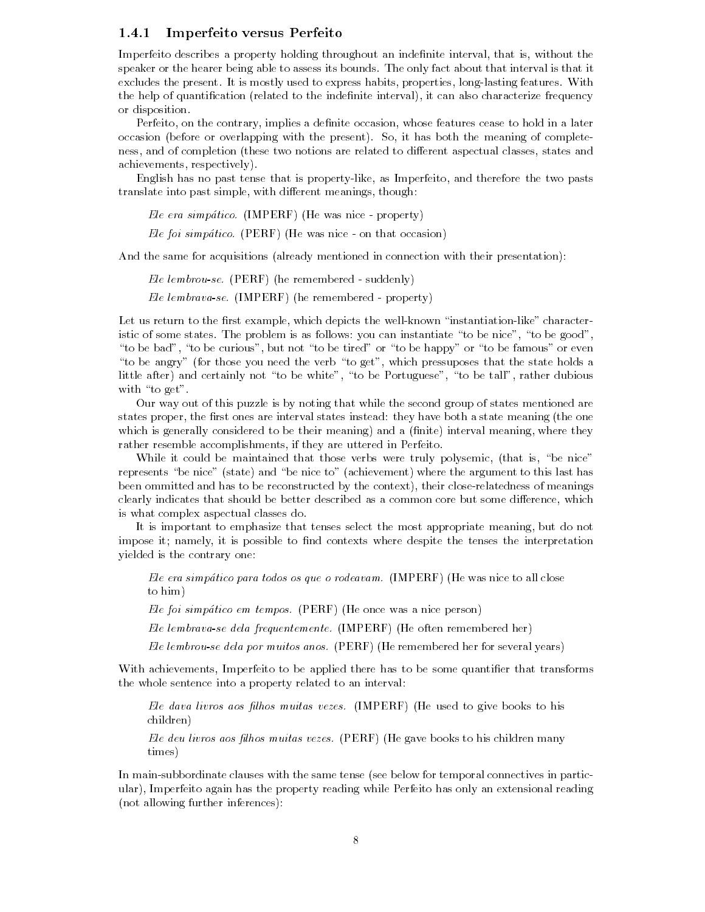### 1.4.1 Imperfeito versus Perfeito

Imperfeito describes a property holding throughout an indefinite interval, that is, without the speaker or the hearer being able to assess its bounds. The only fact about that interval is that it excludes the present. It is mostly used to express habits, properties, long-lasting features. With the help of quantification (related to the indefinite interval), it can also characterize frequency or disposition.

Perfeito, on the contrary, implies a definite occasion, whose features cease to hold in a later occasion (before or overlapping with the present). So, it has both the meaning of completeness, and of completion (these two notions are related to different aspectual classes, states and achievements, respectively).

English has no past tense that is property-like, as Imperfeito, and therefore the two pasts translate into past simple, with different meanings, though:

> *Ele era simpático.* (IMPERF) (He was nice - property)
>
> *Ele foi simpático.* (PERF) (He was nice - on that occasion)

And the same for acquisitions (already mentioned in connection with their presentation):

> *Ele lembrou-se.* (PERF) (he remembered - suddenly)
>
> *Ele lembrava-se.* (IMPERF) (he remembered - property)

Let us return to the first example, which depicts the well-known "instantiation-like" characteristic of some states. The problem is as follows: you can instantiate "to be nice", "to be good", "to be bad", "to be curious", but not "to be tired" or "to be happy" or "to be famous" or even "to be angry" (for those you need the verb "to get", which pressuposes that the state holds a little after) and certainly not "to be white", "to be Portuguese", "to be tall", rather dubious with "to get".

Our way out of this puzzle is by noting that while the second group of states mentioned are states proper, the first ones are interval states instead: they have both a state meaning (the one which is generally considered to be their meaning) and a (finite) interval meaning, where they rather resemble accomplishments, if they are uttered in Perfeito.

While it could be maintained that those verbs were truly polysemic, (that is, "be nice" represents "be nice" (state) and "be nice to" (achievement) where the argument to this last has been ommitted and has to be reconstructed by the context), their close-relatedness of meanings clearly indicates that should be better described as a common core but some difference, which is what complex aspectual classes do.

It is important to emphasize that tenses select the most appropriate meaning, but do not impose it; namely, it is possible to find contexts where despite the tenses the interpretation yielded is the contrary one:

> *Ele era simpático para todos os que o rodeavam.* (IMPERF) (He was nice to all close to him)
>
> *Ele foi simpático em tempos.* (PERF) (He once was a nice person)
>
> *Ele lembrava-se dela frequentemente.* (IMPERF) (He often remembered her)
>
> *Ele lembrou-se dela por muitos anos.* (PERF) (He remembered her for several years)

With achievements, Imperfeito to be applied there has to be some quantifier that transforms the whole sentence into a property related to an interval:

> *Ele dava livros aos filhos muitas vezes.* (IMPERF) (He used to give books to his children)
>
> *Ele deu livros aos filhos muitas vezes.* (PERF) (He gave books to his children many times)

In main-subbordinate clauses with the same tense (see below for temporal connectives in particular), Imperfeito again has the property reading while Perfeito has only an extensional reading (not allowing further inferences):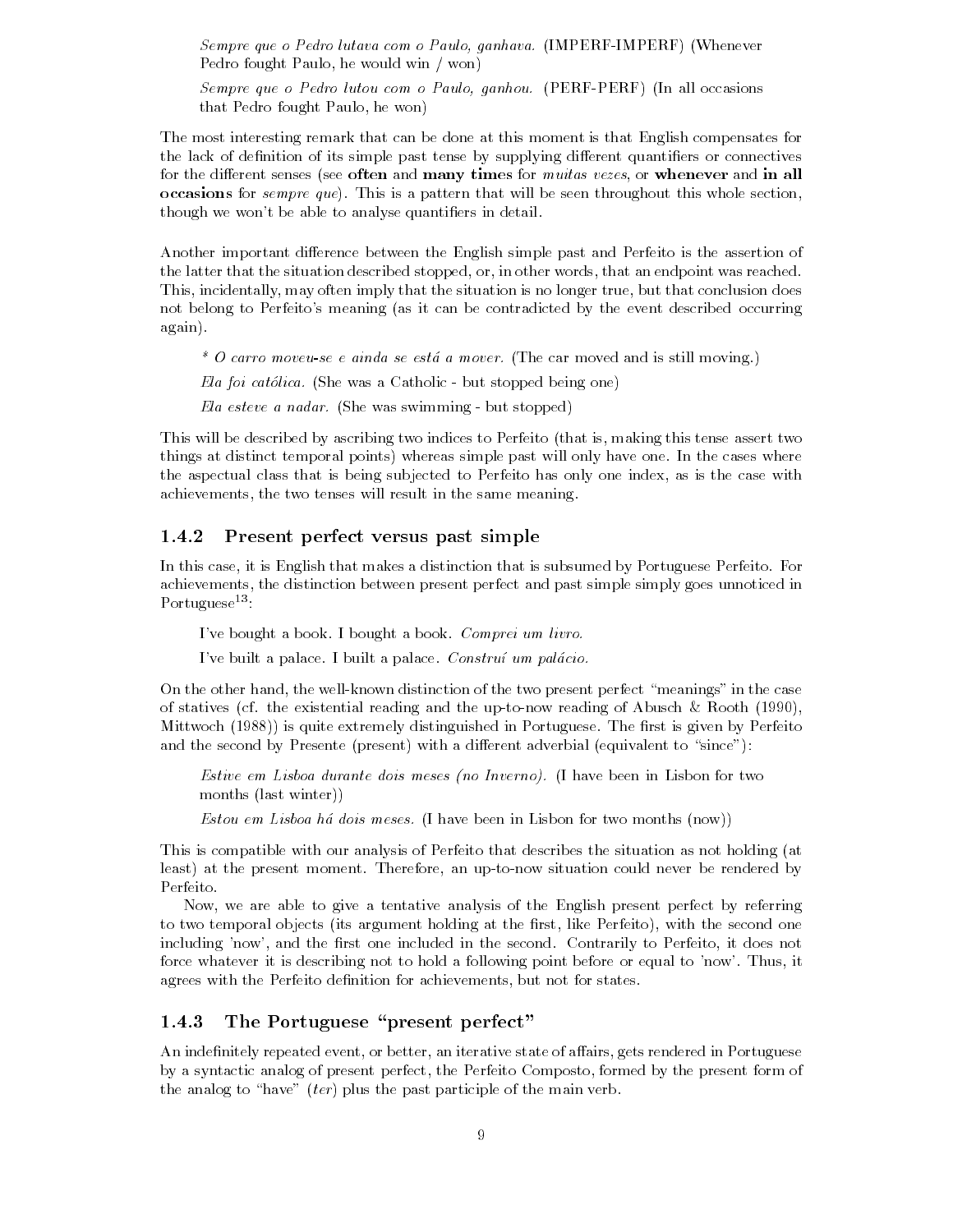*Sempre que o Pedro lutava com o Paulo, ganhava.* (IMPERF-IMPERF) (Whenever Pedro fought Paulo, he would win / won)

*Sempre que o Pedro lutou com o Paulo, ganhou.* (PERF-PERF) (In all occasions that Pedro fought Paulo, he won)

The most interesting remark that can be done at this moment is that English compensates for the lack of definition of its simple past tense by supplying different quantifiers or connectives for the different senses (see **often** and **many times** for *muitas vezes*, or **whenever** and **in all occasions** for *sempre que*). This is a pattern that will be seen throughout this whole section, though we won't be able to analyse quantifiers in detail.

Another important difference between the English simple past and Perfeito is the assertion of the latter that the situation described stopped, or, in other words, that an endpoint was reached. This, incidentally, may often imply that the situation is no longer true, but that conclusion does not belong to Perfeito's meaning (as it can be contradicted by the event described occurring again).

*\* O carro moveu-se e ainda se está a mover.* (The car moved and is still moving.)

*Ela foi católica.* (She was a Catholic - but stopped being one)

*Ela esteve a nadar.* (She was swimming - but stopped)

This will be described by ascribing two indices to Perfeito (that is, making this tense assert two things at distinct temporal points) whereas simple past will only have one. In the cases where the aspectual class that is being subjected to Perfeito has only one index, as is the case with achievements, the two tenses will result in the same meaning.

### 1.4.2 Present perfect versus past simple

In this case, it is English that makes a distinction that is subsumed by Portuguese Perfeito. For achievements, the distinction between present perfect and past simple simply goes unnoticed in Portuguese[13]:

I've bought a book. I bought a book. *Comprei um livro.*

I've built a palace. I built a palace. *Construí um palácio.*

On the other hand, the well-known distinction of the two present perfect "meanings" in the case of statives (cf. the existential reading and the up-to-now reading of Abusch & Rooth (1990), Mittwoch (1988)) is quite extremely distinguished in Portuguese. The first is given by Perfeito and the second by Presente (present) with a different adverbial (equivalent to "since"):

*Estive em Lisboa durante dois meses (no Inverno).* (I have been in Lisbon for two months (last winter))

*Estou em Lisboa há dois meses.* (I have been in Lisbon for two months (now))

This is compatible with our analysis of Perfeito that describes the situation as not holding (at least) at the present moment. Therefore, an up-to-now situation could never be rendered by Perfeito.

Now, we are able to give a tentative analysis of the English present perfect by referring to two temporal objects (its argument holding at the first, like Perfeito), with the second one including 'now', and the first one included in the second. Contrarily to Perfeito, it does not force whatever it is describing not to hold a following point before or equal to 'now'. Thus, it agrees with the Perfeito definition for achievements, but not for states.

### 1.4.3 The Portuguese "present perfect"

An indefinitely repeated event, or better, an iterative state of affairs, gets rendered in Portuguese by a syntactic analog of present perfect, the Perfeito Composto, formed by the present form of the analog to "have" (*ter*) plus the past participle of the main verb.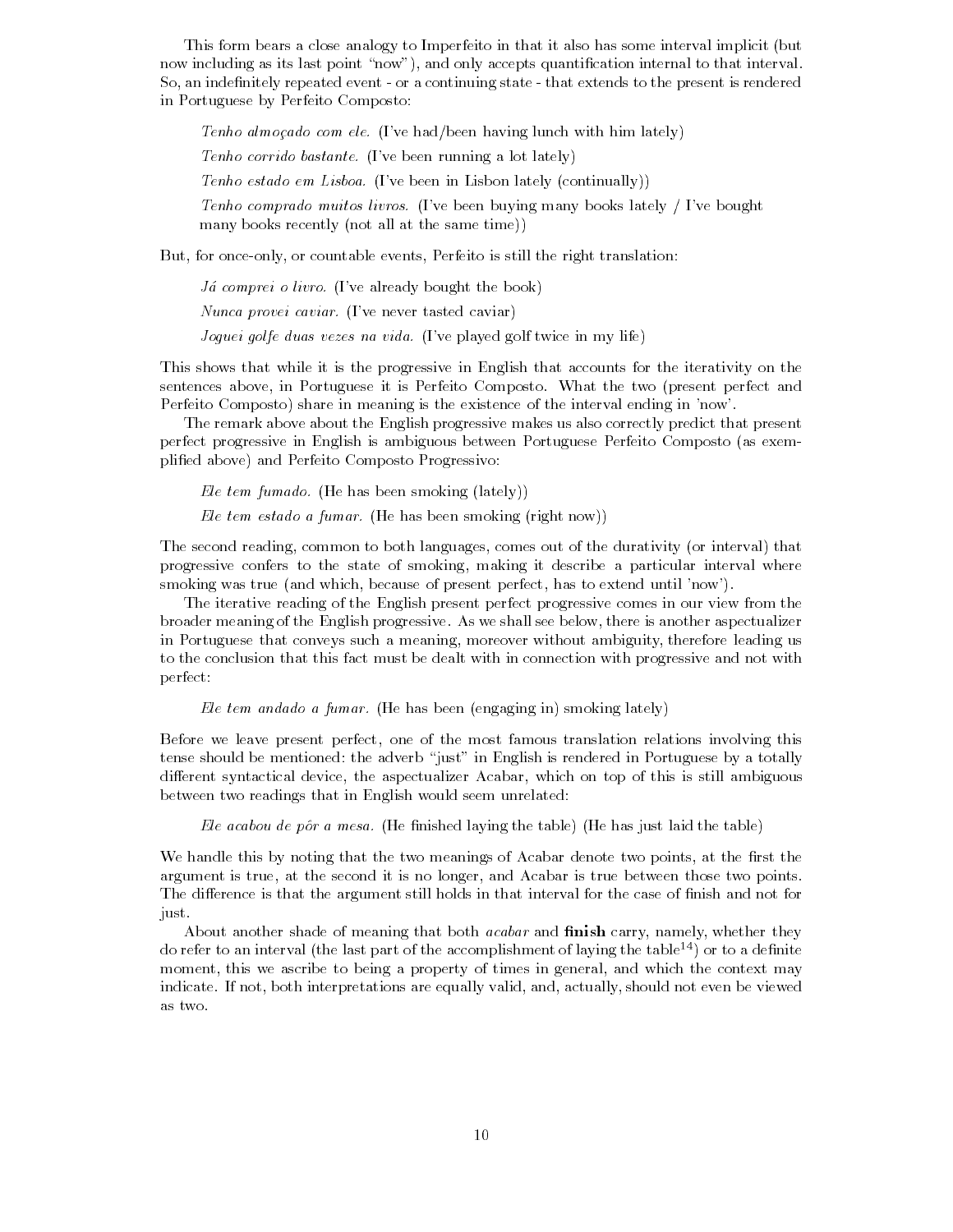This form bears a close analogy to Imperfeito in that it also has some interval implicit (but now including as its last point "now"), and only accepts quantification internal to that interval. So, an indefinitely repeated event - or a continuing state - that extends to the present is rendered in Portuguese by Perfeito Composto:

> *Tenho almoçado com ele.* (I've had/been having lunch with him lately)
>
> *Tenho corrido bastante.* (I've been running a lot lately)
>
> *Tenho estado em Lisboa.* (I've been in Lisbon lately (continually))
>
> *Tenho comprado muitos livros.* (I've been buying many books lately / I've bought many books recently (not all at the same time))

But, for once-only, or countable events, Perfeito is still the right translation:

> *Já comprei o livro.* (I've already bought the book)
>
> *Nunca provei caviar.* (I've never tasted caviar)
>
> *Joguei golfe duas vezes na vida.* (I've played golf twice in my life)

This shows that while it is the progressive in English that accounts for the iterativity on the sentences above, in Portuguese it is Perfeito Composto. What the two (present perfect and Perfeito Composto) share in meaning is the existence of the interval ending in 'now'.

The remark above about the English progressive makes us also correctly predict that present perfect progressive in English is ambiguous between Portuguese Perfeito Composto (as exemplified above) and Perfeito Composto Progressivo:

> *Ele tem fumado.* (He has been smoking (lately))
>
> *Ele tem estado a fumar.* (He has been smoking (right now))

The second reading, common to both languages, comes out of the durativity (or interval) that progressive confers to the state of smoking, making it describe a particular interval where smoking was true (and which, because of present perfect, has to extend until 'now').

The iterative reading of the English present perfect progressive comes in our view from the broader meaning of the English progressive. As we shall see below, there is another aspectualizer in Portuguese that conveys such a meaning, moreover without ambiguity, therefore leading us to the conclusion that this fact must be dealt with in connection with progressive and not with perfect:

> *Ele tem andado a fumar.* (He has been (engaging in) smoking lately)

Before we leave present perfect, one of the most famous translation relations involving this tense should be mentioned: the adverb "just" in English is rendered in Portuguese by a totally different syntactical device, the aspectualizer Acabar, which on top of this is still ambiguous between two readings that in English would seem unrelated:

> *Ele acabou de pôr a mesa.* (He finished laying the table) (He has just laid the table)

We handle this by noting that the two meanings of Acabar denote two points, at the first the argument is true, at the second it is no longer, and Acabar is true between those two points. The difference is that the argument still holds in that interval for the case of finish and not for just.

About another shade of meaning that both *acabar* and **finish** carry, namely, whether they do refer to an interval (the last part of the accomplishment of laying the table[14]) or to a definite moment, this we ascribe to being a property of times in general, and which the context may indicate. If not, both interpretations are equally valid, and, actually, should not even be viewed as two.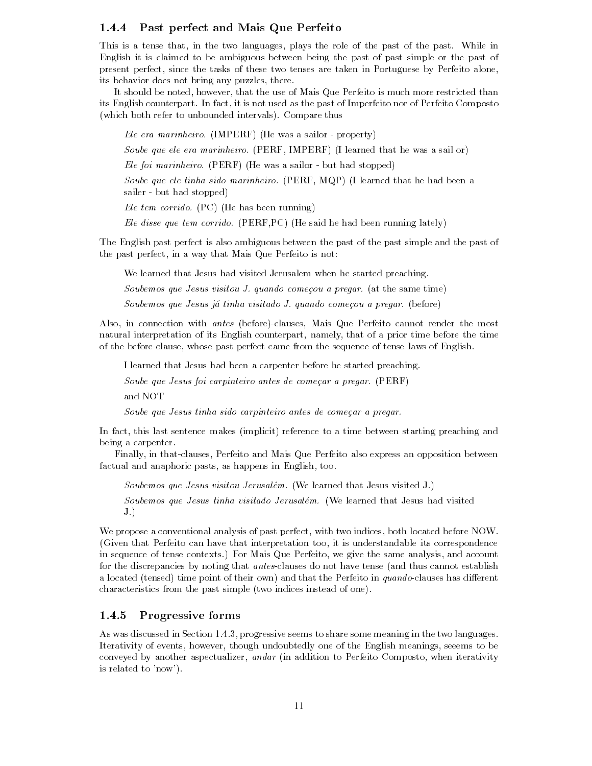### 1.4.4 Past perfect and Mais Que Perfeito

This is a tense that, in the two languages, plays the role of the past of the past. While in English it is claimed to be ambiguous between being the past of past simple or the past of present perfect, since the tasks of these two tenses are taken in Portuguese by Perfeito alone, its behavior does not bring any puzzles, there.

It should be noted, however, that the use of Mais Que Perfeito is much more restricted than its English counterpart. In fact, it is not used as the past of Imperfeito nor of Perfeito Composto (which both refer to unbounded intervals). Compare thus

> *Ele era marinheiro.* (IMPERF) (He was a sailor - property)
>
> *Soube que ele era marinheiro.* (PERF, IMPERF) (I learned that he was a sail or)
>
> *Ele foi marinheiro.* (PERF) (He was a sailor - but had stopped)
>
> *Soube que ele tinha sido marinheiro.* (PERF, MQP) (I learned that he had been a sailer - but had stopped)
>
> *Ele tem corrido.* (PC) (He has been running)
>
> *Ele disse que tem corrido.* (PERF,PC) (He said he had been running lately)

The English past perfect is also ambiguous between the past of the past simple and the past of the past perfect, in a way that Mais Que Perfeito is not:

> We learned that Jesus had visited Jerusalem when he started preaching.
>
> *Soubemos que Jesus visitou J. quando começou a pregar.* (at the same time)
>
> *Soubemos que Jesus já tinha visitado J. quando começou a pregar.* (before)

Also, in connection with *antes* (before)-clauses, Mais Que Perfeito cannot render the most natural interpretation of its English counterpart, namely, that of a prior time before the time of the before-clause, whose past perfect came from the sequence of tense laws of English.

> I learned that Jesus had been a carpenter before he started preaching.
>
> *Soube que Jesus foi carpinteiro antes de começar a pregar.* (PERF)
>
> and NOT
>
> *Soube que Jesus tinha sido carpinteiro antes de começar a pregar.*

In fact, this last sentence makes (implicit) reference to a time between starting preaching and being a carpenter.

Finally, in that-clauses, Perfeito and Mais Que Perfeito also express an opposition between factual and anaphoric pasts, as happens in English, too.

> *Soubemos que Jesus visitou Jerusalém.* (We learned that Jesus visited J.)
>
> *Soubemos que Jesus tinha visitado Jerusalém.* (We learned that Jesus had visited J.)

We propose a conventional analysis of past perfect, with two indices, both located before NOW. (Given that Perfeito can have that interpretation too, it is understandable its correspondence in sequence of tense contexts.) For Mais Que Perfeito, we give the same analysis, and account for the discrepancies by noting that *antes*-clauses do not have tense (and thus cannot establish a located (tensed) time point of their own) and that the Perfeito in *quando*-clauses has different characteristics from the past simple (two indices instead of one).

### 1.4.5 Progressive forms

As was discussed in Section 1.4.3, progressive seems to share some meaning in the two languages. Iterativity of events, however, though undoubtedly one of the English meanings, seeems to be conveyed by another aspectualizer, *andar* (in addition to Perfeito Composto, when iterativity is related to 'now').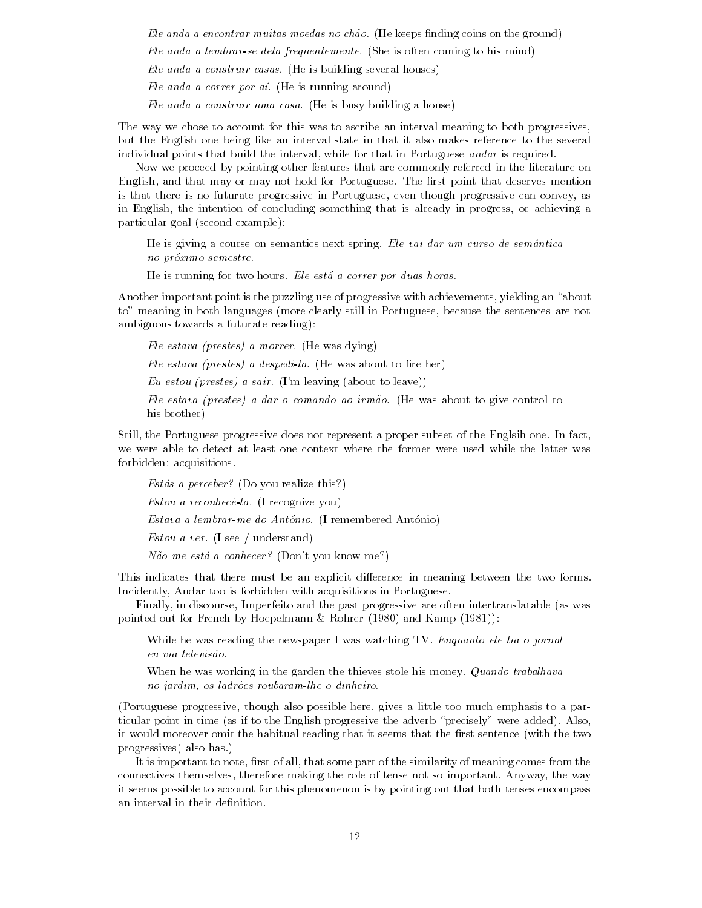*Ele anda a encontrar muitas moedas no chão.* (He keeps finding coins on the ground)

*Ele anda a lembrar-se dela frequentemente.* (She is often coming to his mind)

*Ele anda a construir casas.* (He is building several houses)

*Ele anda a correr por aí.* (He is running around)

*Ele anda a construir uma casa.* (He is busy building a house)

The way we chose to account for this was to ascribe an interval meaning to both progressives, but the English one being like an interval state in that it also makes reference to the several individual points that build the interval, while for that in Portuguese *andar* is required.

Now we proceed by pointing other features that are commonly referred in the literature on English, and that may or may not hold for Portuguese. The first point that deserves mention is that there is no futurate progressive in Portuguese, even though progressive can convey, as in English, the intention of concluding something that is already in progress, or achieving a particular goal (second example):

He is giving a course on semantics next spring. *Ele vai dar um curso de semântica no próximo semestre.*

He is running for two hours. *Ele está a correr por duas horas.*

Another important point is the puzzling use of progressive with achievements, yielding an "about to" meaning in both languages (more clearly still in Portuguese, because the sentences are not ambiguous towards a futurate reading):

*Ele estava (prestes) a morrer.* (He was dying)

*Ele estava (prestes) a despedi-la.* (He was about to fire her)

*Eu estou (prestes) a sair.* (I'm leaving (about to leave))

*Ele estava (prestes) a dar o comando ao irmão.* (He was about to give control to his brother)

Still, the Portuguese progressive does not represent a proper subset of the Englsih one. In fact, we were able to detect at least one context where the former were used while the latter was forbidden: acquisitions.

*Estás a perceber?* (Do you realize this?)

*Estou a reconhecê-la.* (I recognize you)

*Estava a lembrar-me do António.* (I remembered António)

*Estou a ver.* (I see / understand)

*Não me está a conhecer?* (Don't you know me?)

This indicates that there must be an explicit difference in meaning between the two forms. Incidently, Andar too is forbidden with acquisitions in Portuguese.

Finally, in discourse, Imperfeito and the past progressive are often intertranslatable (as was pointed out for French by Hoepelmann & Rohrer (1980) and Kamp (1981)):

While he was reading the newspaper I was watching TV. *Enquanto ele lia o jornal eu via televisão.*

When he was working in the garden the thieves stole his money. *Quando trabalhava no jardim, os ladrões roubaram-lhe o dinheiro.*

(Portuguese progressive, though also possible here, gives a little too much emphasis to a particular point in time (as if to the English progressive the adverb "precisely" were added). Also, it would moreover omit the habitual reading that it seems that the first sentence (with the two progressives) also has.)

It is important to note, first of all, that some part of the similarity of meaning comes from the connectives themselves, therefore making the role of tense not so important. Anyway, the way it seems possible to account for this phenomenon is by pointing out that both tenses encompass an interval in their definition.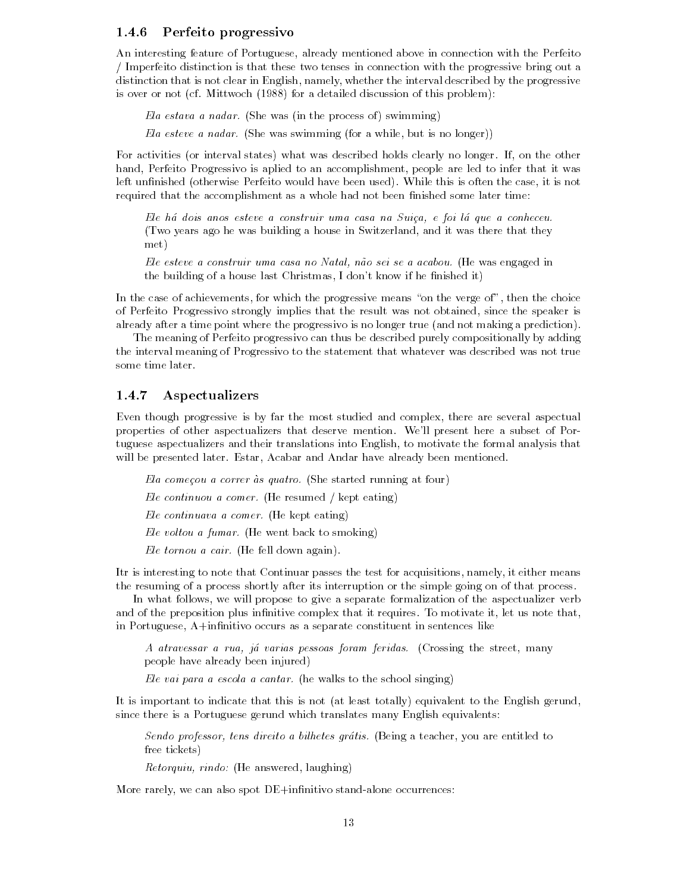### 1.4.6 Perfeito progressivo

An interesting feature of Portuguese, already mentioned above in connection with the Perfeito / Imperfeito distinction is that these two tenses in connection with the progressive bring out a distinction that is not clear in English, namely, whether the interval described by the progressive is over or not (cf. Mittwoch (1988) for a detailed discussion of this problem):

*Ela estava a nadar.* (She was (in the process of) swimming)

*Ela esteve a nadar.* (She was swimming (for a while, but is no longer))

For activities (or interval states) what was described holds clearly no longer. If, on the other hand, Perfeito Progressivo is aplied to an accomplishment, people are led to infer that it was left unfinished (otherwise Perfeito would have been used). While this is often the case, it is not required that the accomplishment as a whole had not been finished some later time:

*Ele há dois anos esteve a construir uma casa na Suiça, e foi lá que a conheceu.* (Two years ago he was building a house in Switzerland, and it was there that they met)

*Ele esteve a construir uma casa no Natal, não sei se a acabou.* (He was engaged in the building of a house last Christmas, I don't know if he finished it)

In the case of achievements, for which the progressive means "on the verge of", then the choice of Perfeito Progressivo strongly implies that the result was not obtained, since the speaker is already after a time point where the progressivo is no longer true (and not making a prediction).

The meaning of Perfeito progressivo can thus be described purely compositionally by adding the interval meaning of Progressivo to the statement that whatever was described was not true some time later.

### 1.4.7 Aspectualizers

Even though progressive is by far the most studied and complex, there are several aspectual properties of other aspectualizers that deserve mention. We'll present here a subset of Portuguese aspectualizers and their translations into English, to motivate the formal analysis that will be presented later. Estar, Acabar and Andar have already been mentioned.

*Ela começou a correr às quatro.* (She started running at four)

*Ele continuou a comer.* (He resumed / kept eating)

*Ele continuava a comer.* (He kept eating)

*Ele voltou a fumar.* (He went back to smoking)

*Ele tornou a cair.* (He fell down again).

Itr is interesting to note that Continuar passes the test for acquisitions, namely, it either means the resuming of a process shortly after its interruption or the simple going on of that process.

In what follows, we will propose to give a separate formalization of the aspectualizer verb and of the preposition plus infinitive complex that it requires. To motivate it, let us note that, in Portuguese, A+infinitivo occurs as a separate constituent in sentences like

*A atravessar a rua, já varias pessoas foram feridas.* (Crossing the street, many people have already been injured)

*Ele vai para a escola a cantar.* (he walks to the school singing)

It is important to indicate that this is not (at least totally) equivalent to the English gerund, since there is a Portuguese gerund which translates many English equivalents:

*Sendo professor, tens direito a bilhetes grátis.* (Being a teacher, you are entitled to free tickets)

*Retorquiu, rindo:* (He answered, laughing)

More rarely, we can also spot DE+infinitivo stand-alone occurrences: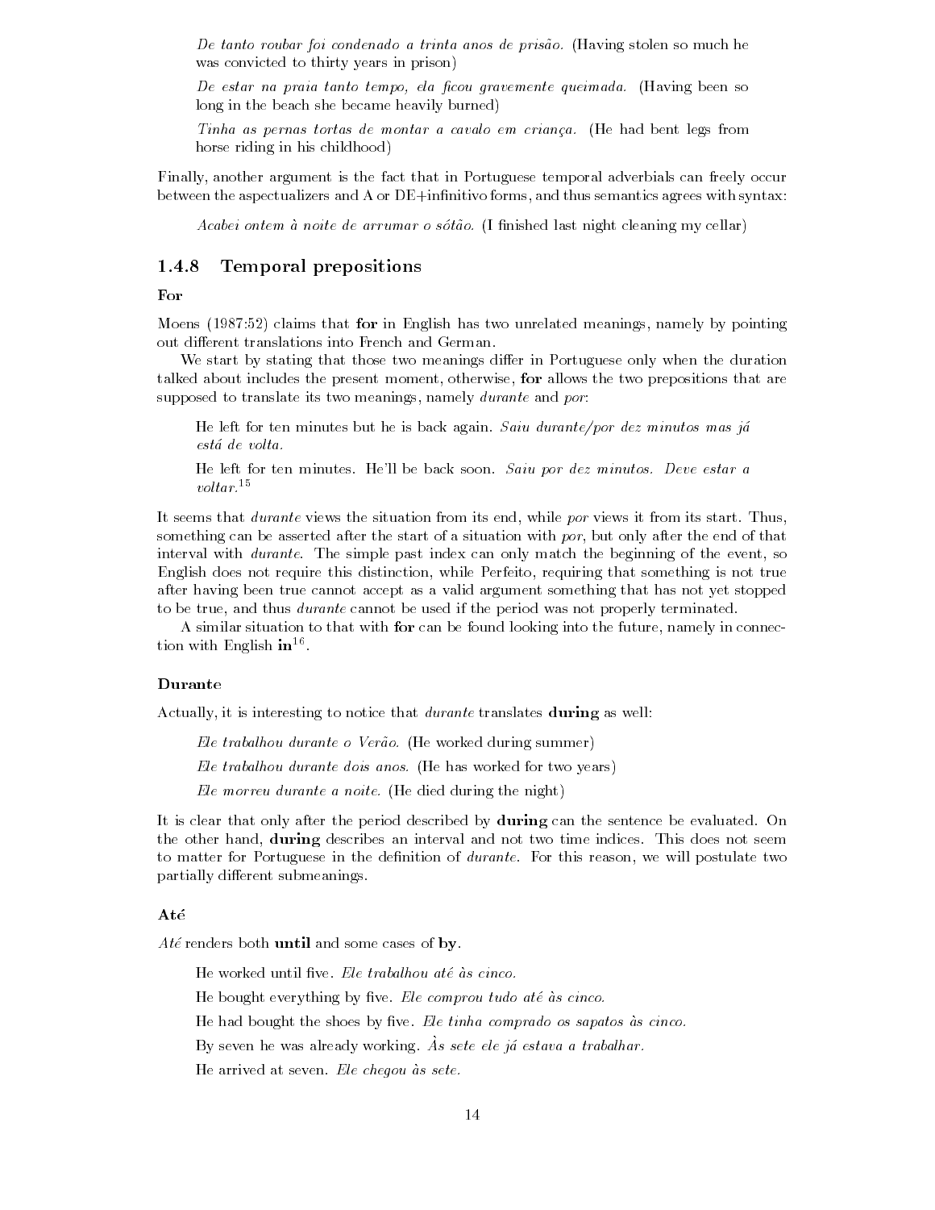*De tanto roubar foi condenado a trinta anos de prisão.* (Having stolen so much he was convicted to thirty years in prison)

*De estar na praia tanto tempo, ela ficou gravemente queimada.* (Having been so long in the beach she became heavily burned)

*Tinha as pernas tortas de montar a cavalo em criança.* (He had bent legs from horse riding in his childhood)

Finally, another argument is the fact that in Portuguese temporal adverbials can freely occur between the aspectualizers and A or DE+infinitivo forms, and thus semantics agrees with syntax:

*Acabei ontem à noite de arrumar o sótão.* (I finished last night cleaning my cellar)

### 1.4.8 Temporal prepositions

**For**

Moens (1987:52) claims that **for** in English has two unrelated meanings, namely by pointing out different translations into French and German.

We start by stating that those two meanings differ in Portuguese only when the duration talked about includes the present moment, otherwise, **for** allows the two prepositions that are supposed to translate its two meanings, namely *durante* and *por*:

He left for ten minutes but he is back again. *Saiu durante/por dez minutos mas já está de volta.*

He left for ten minutes. He'll be back soon. *Saiu por dez minutos. Deve estar a voltar.*[15]

It seems that *durante* views the situation from its end, while *por* views it from its start. Thus, something can be asserted after the start of a situation with *por*, but only after the end of that interval with *durante*. The simple past index can only match the beginning of the event, so English does not require this distinction, while Perfeito, requiring that something is not true after having been true cannot accept as a valid argument something that has not yet stopped to be true, and thus *durante* cannot be used if the period was not properly terminated.

A similar situation to that with **for** can be found looking into the future, namely in connection with English **in**[16].

**Durante**

Actually, it is interesting to notice that *durante* translates **during** as well:

*Ele trabalhou durante o Verão.* (He worked during summer)

*Ele trabalhou durante dois anos.* (He has worked for two years)

*Ele morreu durante a noite.* (He died during the night)

It is clear that only after the period described by **during** can the sentence be evaluated. On the other hand, **during** describes an interval and not two time indices. This does not seem to matter for Portuguese in the definition of *durante*. For this reason, we will postulate two partially different submeanings.

**Até**

*Até* renders both **until** and some cases of **by**.

He worked until five. *Ele trabalhou até às cinco.*

He bought everything by five. *Ele comprou tudo até às cinco.*

He had bought the shoes by five. *Ele tinha comprado os sapatos às cinco.*

By seven he was already working. *Às sete ele já estava a trabalhar.*

He arrived at seven. *Ele chegou às sete.*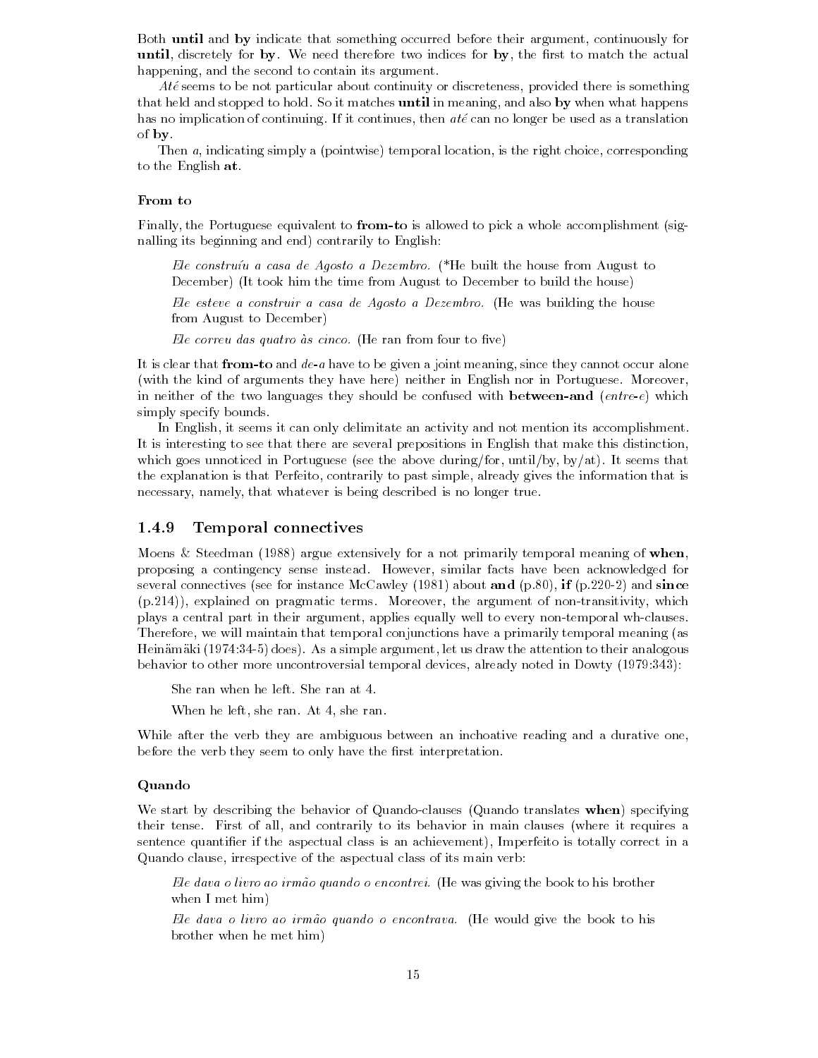Both **until** and **by** indicate that something occurred before their argument, continuously for **until**, discretely for **by**. We need therefore two indices for **by**, the first to match the actual happening, and the second to contain its argument.

*Até* seems to be not particular about continuity or discreteness, provided there is something that held and stopped to hold. So it matches **until** in meaning, and also **by** when what happens has no implication of continuing. If it continues, then *até* can no longer be used as a translation of **by**.

Then *a*, indicating simply a (pointwise) temporal location, is the right choice, corresponding to the English **at**.

#### From to

Finally, the Portuguese equivalent to **from-to** is allowed to pick a whole accomplishment (signalling its beginning and end) contrarily to English:

> *Ele construíu a casa de Agosto a Dezembro.* (*He built the house from August to December) (It took him the time from August to December to build the house)
>
> *Ele esteve a construir a casa de Agosto a Dezembro.* (He was building the house from August to December)
>
> *Ele correu das quatro às cinco.* (He ran from four to five)

It is clear that **from-to** and *de-a* have to be given a joint meaning, since they cannot occur alone (with the kind of arguments they have here) neither in English nor in Portuguese. Moreover, in neither of the two languages they should be confused with **between-and** (*entre-e*) which simply specify bounds.

In English, it seems it can only delimitate an activity and not mention its accomplishment. It is interesting to see that there are several prepositions in English that make this distinction, which goes unnoticed in Portuguese (see the above during/for, until/by, by/at). It seems that the explanation is that Perfeito, contrarily to past simple, already gives the information that is necessary, namely, that whatever is being described is no longer true.

### 1.4.9 Temporal connectives

Moens & Steedman (1988) argue extensively for a not primarily temporal meaning of **when**, proposing a contingency sense instead. However, similar facts have been acknowledged for several connectives (see for instance McCawley (1981) about **and** (p.80), **if** (p.220-2) and **since** (p.214)), explained on pragmatic terms. Moreover, the argument of non-transitivity, which plays a central part in their argument, applies equally well to every non-temporal wh-clauses. Therefore, we will maintain that temporal conjunctions have a primarily temporal meaning (as Heinämäki (1974:34-5) does). As a simple argument, let us draw the attention to their analogous behavior to other more uncontroversial temporal devices, already noted in Dowty (1979:343):

> She ran when he left. She ran at 4.
>
> When he left, she ran. At 4, she ran.

While after the verb they are ambiguous between an inchoative reading and a durative one, before the verb they seem to only have the first interpretation.

#### Quando

We start by describing the behavior of Quando-clauses (Quando translates **when**) specifying their tense. First of all, and contrarily to its behavior in main clauses (where it requires a sentence quantifier if the aspectual class is an achievement), Imperfeito is totally correct in a Quando clause, irrespective of the aspectual class of its main verb:

> *Ele dava o livro ao irmão quando o encontrei.* (He was giving the book to his brother when I met him)
>
> *Ele dava o livro ao irmão quando o encontrava.* (He would give the book to his brother when he met him)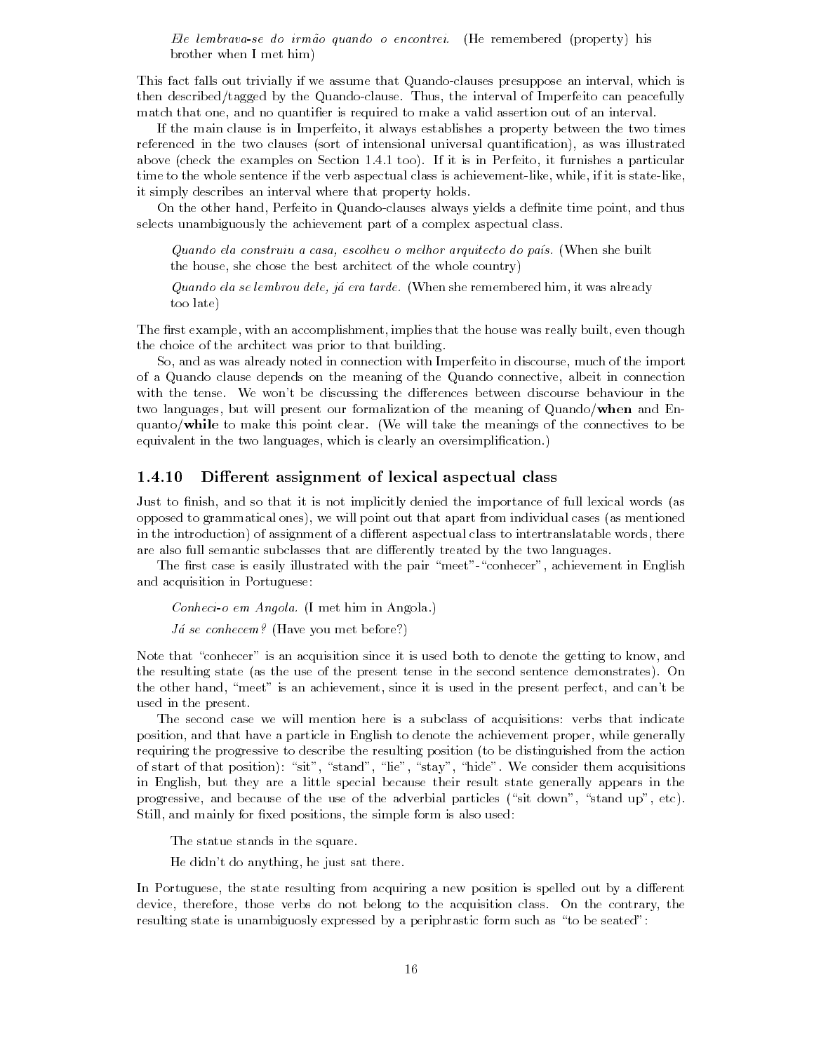*Ele lembrava-se do irmão quando o encontrei.* (He remembered (property) his brother when I met him)

This fact falls out trivially if we assume that Quando-clauses presuppose an interval, which is then described/tagged by the Quando-clause. Thus, the interval of Imperfeito can peacefully match that one, and no quantifier is required to make a valid assertion out of an interval.

If the main clause is in Imperfeito, it always establishes a property between the two times referenced in the two clauses (sort of intensional universal quantification), as was illustrated above (check the examples on Section 1.4.1 too). If it is in Perfeito, it furnishes a particular time to the whole sentence if the verb aspectual class is achievement-like, while, if it is state-like, it simply describes an interval where that property holds.

On the other hand, Perfeito in Quando-clauses always yields a definite time point, and thus selects unambiguously the achievement part of a complex aspectual class.

*Quando ela construiu a casa, escolheu o melhor arquitecto do país.* (When she built the house, she chose the best architect of the whole country)

*Quando ela se lembrou dele, já era tarde.* (When she remembered him, it was already too late)

The first example, with an accomplishment, implies that the house was really built, even though the choice of the architect was prior to that building.

So, and as was already noted in connection with Imperfeito in discourse, much of the import of a Quando clause depends on the meaning of the Quando connective, albeit in connection with the tense. We won't be discussing the differences between discourse behaviour in the two languages, but will present our formalization of the meaning of Quando/**when** and Enquanto/**while** to make this point clear. (We will take the meanings of the connectives to be equivalent in the two languages, which is clearly an oversimplification.)

### 1.4.10 Different assignment of lexical aspectual class

Just to finish, and so that it is not implicitly denied the importance of full lexical words (as opposed to grammatical ones), we will point out that apart from individual cases (as mentioned in the introduction) of assignment of a different aspectual class to intertranslatable words, there are also full semantic subclasses that are differently treated by the two languages.

The first case is easily illustrated with the pair "meet"-"conhecer", achievement in English and acquisition in Portuguese:

*Conheci-o em Angola.* (I met him in Angola.)

*Já se conhecem?* (Have you met before?)

Note that "conhecer" is an acquisition since it is used both to denote the getting to know, and the resulting state (as the use of the present tense in the second sentence demonstrates). On the other hand, "meet" is an achievement, since it is used in the present perfect, and can't be used in the present.

The second case we will mention here is a subclass of acquisitions: verbs that indicate position, and that have a particle in English to denote the achievement proper, while generally requiring the progressive to describe the resulting position (to be distinguished from the action of start of that position): "sit", "stand", "lie", "stay", "hide". We consider them acquisitions in English, but they are a little special because their result state generally appears in the progressive, and because of the use of the adverbial particles ("sit down", "stand up", etc). Still, and mainly for fixed positions, the simple form is also used:

The statue stands in the square.

He didn't do anything, he just sat there.

In Portuguese, the state resulting from acquiring a new position is spelled out by a different device, therefore, those verbs do not belong to the acquisition class. On the contrary, the resulting state is unambiguosly expressed by a periphrastic form such as "to be seated":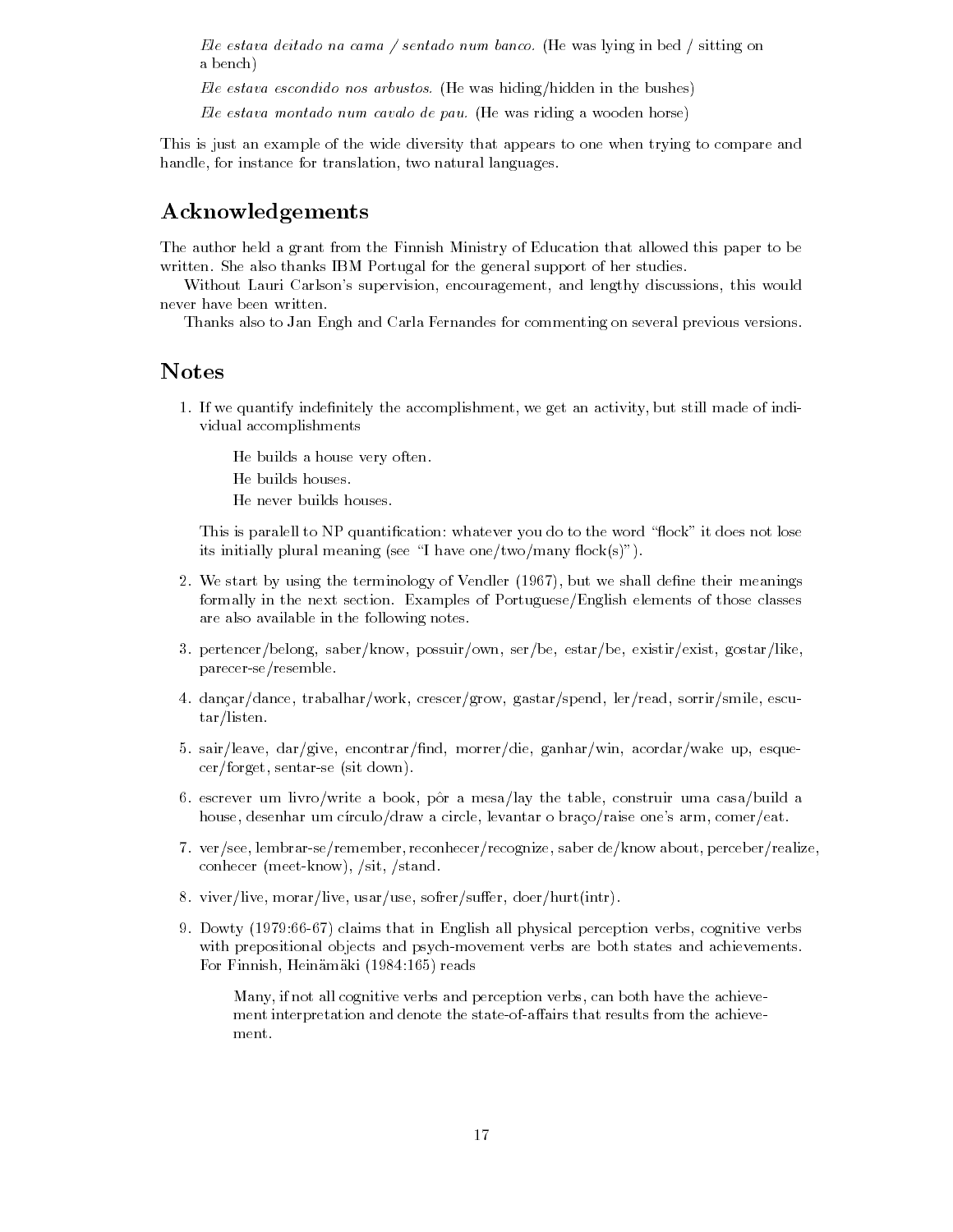*Ele estava deitado na cama / sentado num banco.* (He was lying in bed / sitting on a bench)

*Ele estava escondido nos arbustos.* (He was hiding/hidden in the bushes)

*Ele estava montado num cavalo de pau.* (He was riding a wooden horse)

This is just an example of the wide diversity that appears to one when trying to compare and handle, for instance for translation, two natural languages.

## Acknowledgements

The author held a grant from the Finnish Ministry of Education that allowed this paper to be written. She also thanks IBM Portugal for the general support of her studies.

Without Lauri Carlson's supervision, encouragement, and lengthy discussions, this would never have been written.

Thanks also to Jan Engh and Carla Fernandes for commenting on several previous versions.

## Notes

1. If we quantify indefinitely the accomplishment, we get an activity, but still made of individual accomplishments

   He builds a house very often.

   He builds houses.

   He never builds houses.

   This is paralell to NP quantification: whatever you do to the word "flock" it does not lose its initially plural meaning (see "I have one/two/many flock(s)").

2. We start by using the terminology of Vendler (1967), but we shall define their meanings formally in the next section. Examples of Portuguese/English elements of those classes are also available in the following notes.

3. pertencer/belong, saber/know, possuir/own, ser/be, estar/be, existir/exist, gostar/like, parecer-se/resemble.

4. dançar/dance, trabalhar/work, crescer/grow, gastar/spend, ler/read, sorrir/smile, escutar/listen.

5. sair/leave, dar/give, encontrar/find, morrer/die, ganhar/win, acordar/wake up, esquecer/forget, sentar-se (sit down).

6. escrever um livro/write a book, pôr a mesa/lay the table, construir uma casa/build a house, desenhar um círculo/draw a circle, levantar o braço/raise one's arm, comer/eat.

7. ver/see, lembrar-se/remember, reconhecer/recognize, saber de/know about, perceber/realize, conhecer (meet-know), /sit, /stand.

8. viver/live, morar/live, usar/use, sofrer/suffer, doer/hurt(intr).

9. Dowty (1979:66-67) claims that in English all physical perception verbs, cognitive verbs with prepositional objects and psych-movement verbs are both states and achievements. For Finnish, Heinämäki (1984:165) reads

   > Many, if not all cognitive verbs and perception verbs, can both have the achievement interpretation and denote the state-of-affairs that results from the achievement.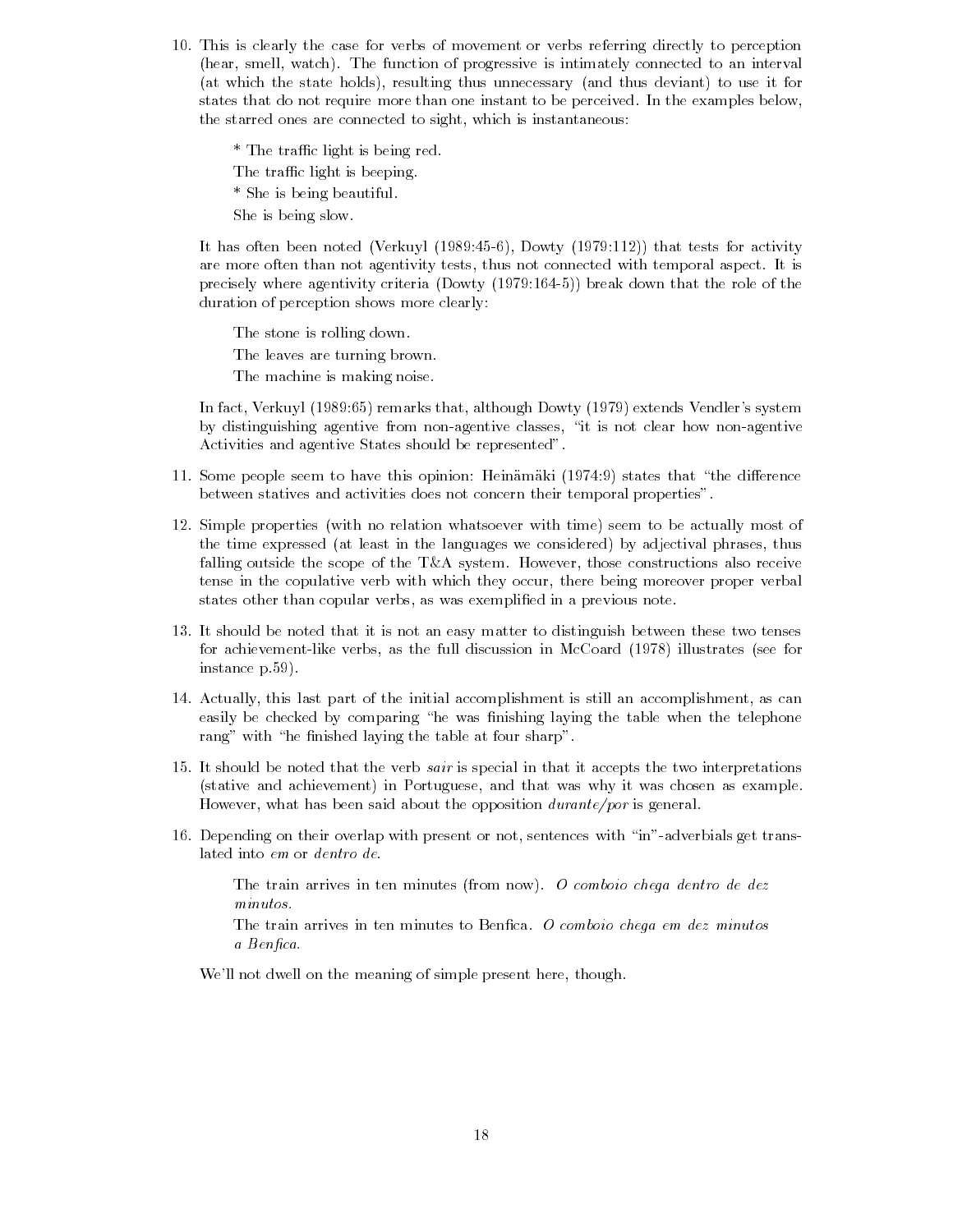10. This is clearly the case for verbs of movement or verbs referring directly to perception (hear, smell, watch). The function of progressive is intimately connected to an interval (at which the state holds), resulting thus unnecessary (and thus deviant) to use it for states that do not require more than one instant to be perceived. In the examples below, the starred ones are connected to sight, which is instantaneous:

    * The traffic light is being red.

    The traffic light is beeping.

    * She is being beautiful.

    She is being slow.

    It has often been noted (Verkuyl (1989:45-6), Dowty (1979:112)) that tests for activity are more often than not agentivity tests, thus not connected with temporal aspect. It is precisely where agentivity criteria (Dowty (1979:164-5)) break down that the role of the duration of perception shows more clearly:

    The stone is rolling down.

    The leaves are turning brown.

    The machine is making noise.

    In fact, Verkuyl (1989:65) remarks that, although Dowty (1979) extends Vendler's system by distinguishing agentive from non-agentive classes, "it is not clear how non-agentive Activities and agentive States should be represented".

11. Some people seem to have this opinion: Heinämäki (1974:9) states that "the difference between statives and activities does not concern their temporal properties".

12. Simple properties (with no relation whatsoever with time) seem to be actually most of the time expressed (at least in the languages we considered) by adjectival phrases, thus falling outside the scope of the T&A system. However, those constructions also receive tense in the copulative verb with which they occur, there being moreover proper verbal states other than copular verbs, as was exemplified in a previous note.

13. It should be noted that it is not an easy matter to distinguish between these two tenses for achievement-like verbs, as the full discussion in McCoard (1978) illustrates (see for instance p.59).

14. Actually, this last part of the initial accomplishment is still an accomplishment, as can easily be checked by comparing "he was finishing laying the table when the telephone rang" with "he finished laying the table at four sharp".

15. It should be noted that the verb *sair* is special in that it accepts the two interpretations (stative and achievement) in Portuguese, and that was why it was chosen as example. However, what has been said about the opposition *durante/por* is general.

16. Depending on their overlap with present or not, sentences with "in"-adverbials get translated into *em* or *dentro de*.

    The train arrives in ten minutes (from now). *O comboio chega dentro de dez minutos.*

    The train arrives in ten minutes to Benfica. *O comboio chega em dez minutos a Benfica.*

    We'll not dwell on the meaning of simple present here, though.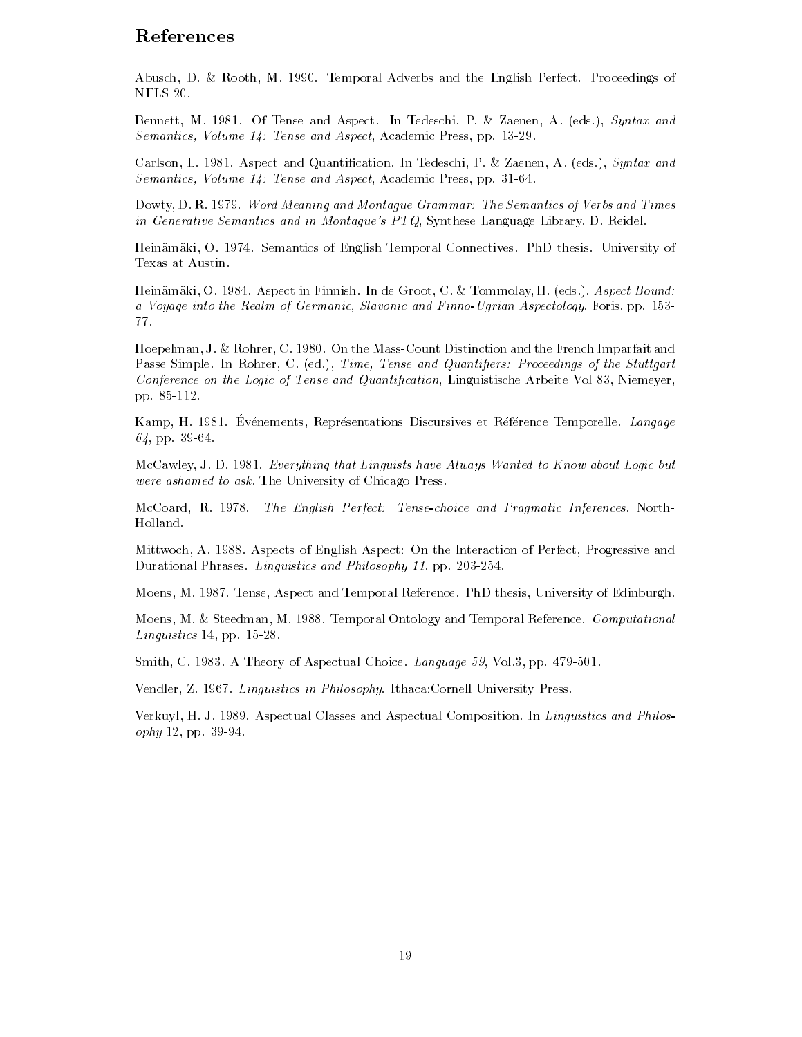## References

Abusch, D. & Rooth, M. 1990. Temporal Adverbs and the English Perfect. Proceedings of NELS 20.

Bennett, M. 1981. Of Tense and Aspect. In Tedeschi, P. & Zaenen, A. (eds.), *Syntax and Semantics, Volume 14: Tense and Aspect*, Academic Press, pp. 13-29.

Carlson, L. 1981. Aspect and Quantification. In Tedeschi, P. & Zaenen, A. (eds.), *Syntax and Semantics, Volume 14: Tense and Aspect*, Academic Press, pp. 31-64.

Dowty, D. R. 1979. *Word Meaning and Montague Grammar: The Semantics of Verbs and Times in Generative Semantics and in Montague's PTQ*, Synthese Language Library, D. Reidel.

Heinämäki, O. 1974. Semantics of English Temporal Connectives. PhD thesis. University of Texas at Austin.

Heinämäki, O. 1984. Aspect in Finnish. In de Groot, C. & Tommolay, H. (eds.), *Aspect Bound: a Voyage into the Realm of Germanic, Slavonic and Finno-Ugrian Aspectology*, Foris, pp. 153-77.

Hoepelman, J. & Rohrer, C. 1980. On the Mass-Count Distinction and the French Imparfait and Passe Simple. In Rohrer, C. (ed.), *Time, Tense and Quantifiers: Proceedings of the Stuttgart Conference on the Logic of Tense and Quantification*, Linguistische Arbeite Vol 83, Niemeyer, pp. 85-112.

Kamp, H. 1981. Événements, Représentations Discursives et Référence Temporelle. *Langage 64*, pp. 39-64.

McCawley, J. D. 1981. *Everything that Linguists have Always Wanted to Know about Logic but were ashamed to ask*, The University of Chicago Press.

McCoard, R. 1978. *The English Perfect: Tense-choice and Pragmatic Inferences*, North-Holland.

Mittwoch, A. 1988. Aspects of English Aspect: On the Interaction of Perfect, Progressive and Durational Phrases. *Linguistics and Philosophy 11*, pp. 203-254.

Moens, M. 1987. Tense, Aspect and Temporal Reference. PhD thesis, University of Edinburgh.

Moens, M. & Steedman, M. 1988. Temporal Ontology and Temporal Reference. *Computational Linguistics* 14, pp. 15-28.

Smith, C. 1983. A Theory of Aspectual Choice. *Language 59*, Vol.3, pp. 479-501.

Vendler, Z. 1967. *Linguistics in Philosophy*. Ithaca:Cornell University Press.

Verkuyl, H. J. 1989. Aspectual Classes and Aspectual Composition. In *Linguistics and Philosophy* 12, pp. 39-94.